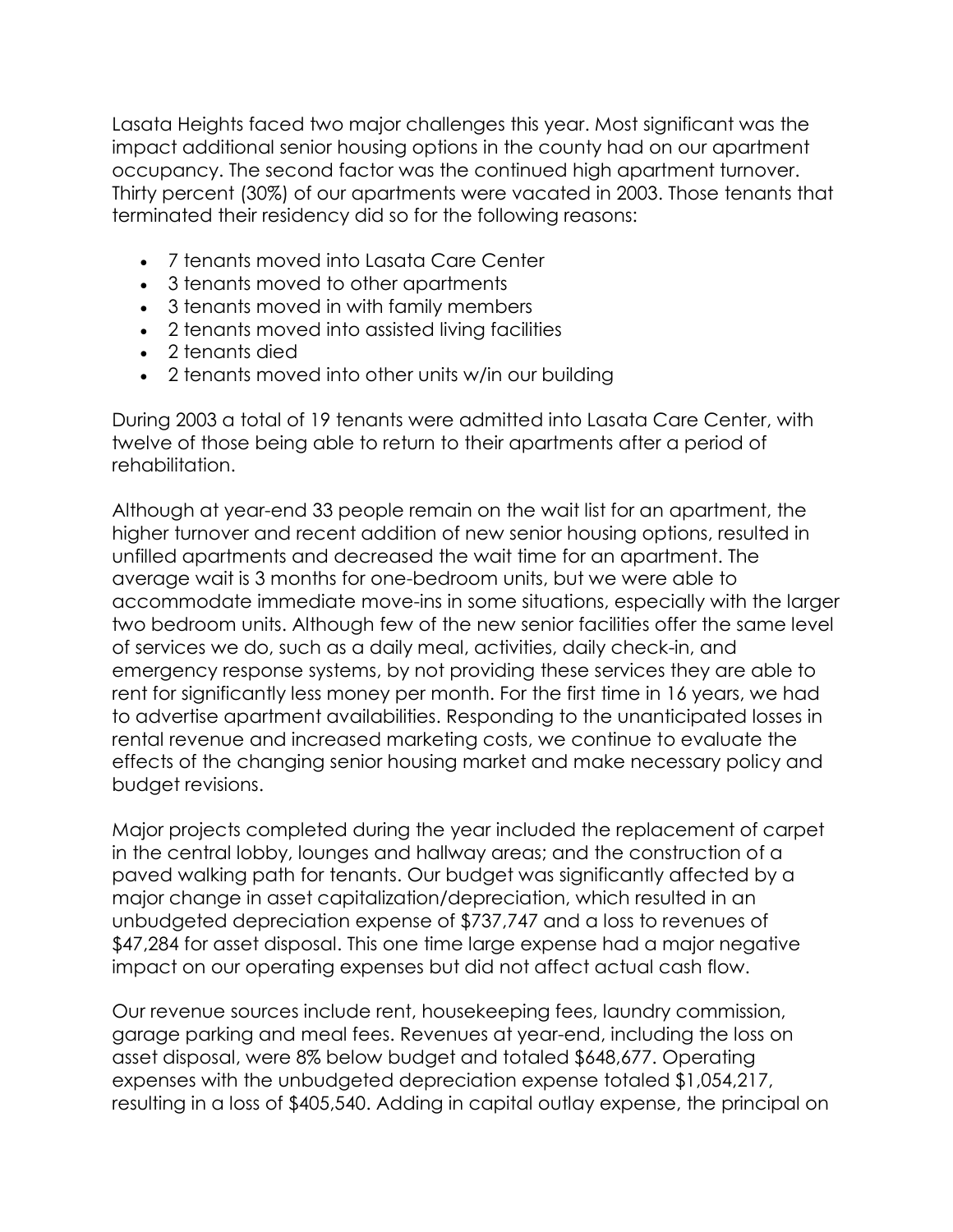Lasata Heights faced two major challenges this year. Most significant was the impact additional senior housing options in the county had on our apartment occupancy. The second factor was the continued high apartment turnover. Thirty percent (30%) of our apartments were vacated in 2003. Those tenants that terminated their residency did so for the following reasons:

- 7 tenants moved into Lasata Care Center
- 3 tenants moved to other apartments
- 3 tenants moved in with family members
- 2 tenants moved into assisted living facilities
- 2 tenants died
- 2 tenants moved into other units w/in our building

During 2003 a total of 19 tenants were admitted into Lasata Care Center, with twelve of those being able to return to their apartments after a period of rehabilitation.

Although at year-end 33 people remain on the wait list for an apartment, the higher turnover and recent addition of new senior housing options, resulted in unfilled apartments and decreased the wait time for an apartment. The average wait is 3 months for one-bedroom units, but we were able to accommodate immediate move-ins in some situations, especially with the larger two bedroom units. Although few of the new senior facilities offer the same level of services we do, such as a daily meal, activities, daily check-in, and emergency response systems, by not providing these services they are able to rent for significantly less money per month. For the first time in 16 years, we had to advertise apartment availabilities. Responding to the unanticipated losses in rental revenue and increased marketing costs, we continue to evaluate the effects of the changing senior housing market and make necessary policy and budget revisions.

Major projects completed during the year included the replacement of carpet in the central lobby, lounges and hallway areas; and the construction of a paved walking path for tenants. Our budget was significantly affected by a major change in asset capitalization/depreciation, which resulted in an unbudgeted depreciation expense of $737,747 and a loss to revenues of $47,284 for asset disposal. This one time large expense had a major negative impact on our operating expenses but did not affect actual cash flow.

Our revenue sources include rent, housekeeping fees, laundry commission, garage parking and meal fees. Revenues at year-end, including the loss on asset disposal, were 8% below budget and totaled $648,677. Operating expenses with the unbudgeted depreciation expense totaled $1,054,217, resulting in a loss of $405,540. Adding in capital outlay expense, the principal on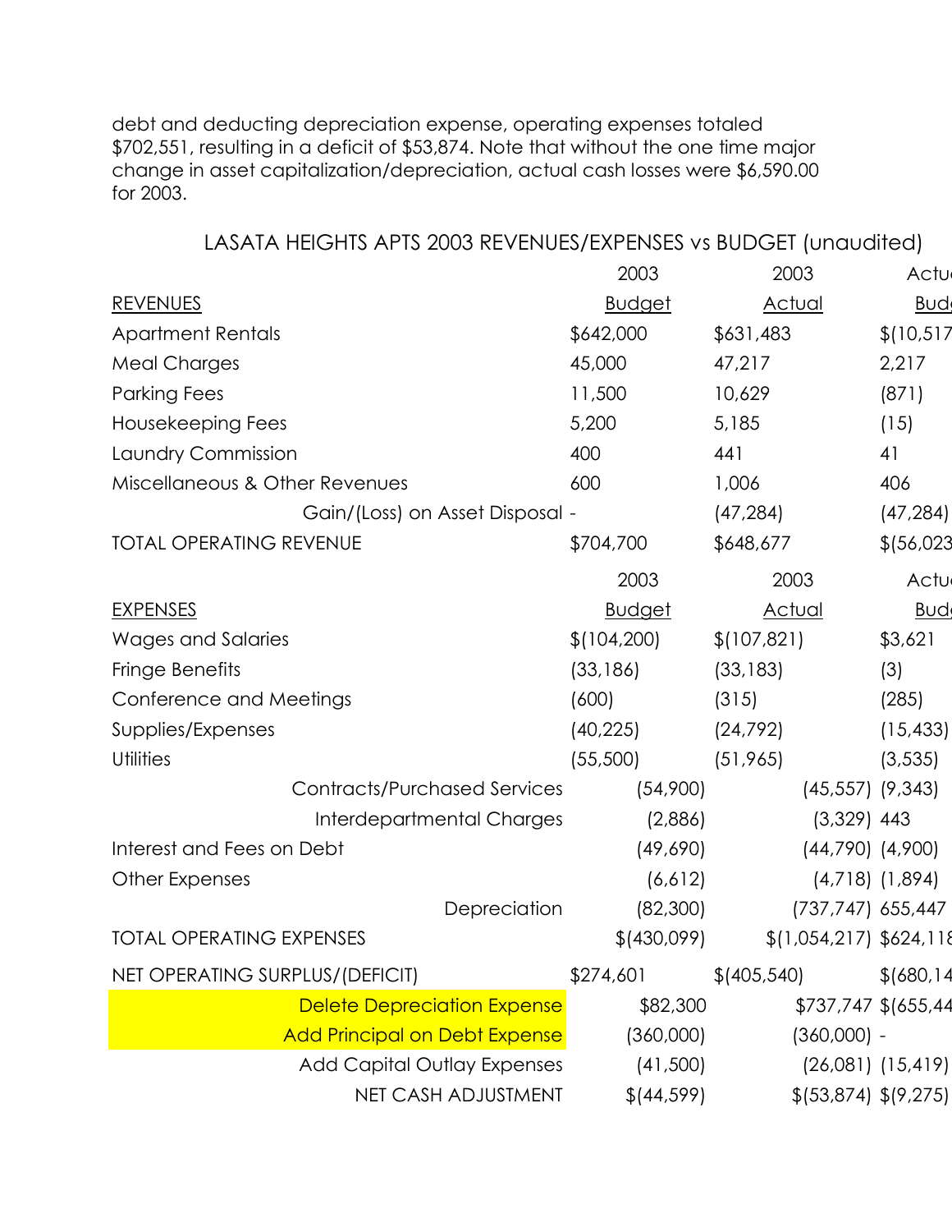debt and deducting depreciation expense, operating expenses totaled $702,551, resulting in a deficit of $53,874. Note that without the one time major change in asset capitalization/depreciation, actual cash losses were $6,590.00 for 2003.

## LASATA HEIGHTS APTS 2003 REVENUES/EXPENSES vs BUDGET (unaudited)

| REVENUES | 2003 Budget | 2003 Actual | Actu Bud |
|---|---|---|---|
| Apartment Rentals | $642,000 | $631,483 | $(10,517 |
| Meal Charges | 45,000 | 47,217 | 2,217 |
| Parking Fees | 11,500 | 10,629 | (871) |
| Housekeeping Fees | 5,200 | 5,185 | (15) |
| Laundry Commission | 400 | 441 | 41 |
| Miscellaneous & Other Revenues | 600 | 1,006 | 406 |
| Gain/(Loss) on Asset Disposal | - | (47,284) | (47,284) |
| TOTAL OPERATING REVENUE | $704,700 | $648,677 | $(56,023 |

| EXPENSES | 2003 Budget | 2003 Actual | Actu Bud |
|---|---|---|---|
| Wages and Salaries | $(104,200) | $(107,821) | $3,621 |
| Fringe Benefits | (33,186) | (33,183) | (3) |
| Conference and Meetings | (600) | (315) | (285) |
| Supplies/Expenses | (40,225) | (24,792) | (15,433) |
| Utilities | (55,500) | (51,965) | (3,535) |
| Contracts/Purchased Services | (54,900) | (45,557) | (9,343) |
| Interdepartmental Charges | (2,886) | (3,329) | 443 |
| Interest and Fees on Debt | (49,690) | (44,790) | (4,900) |
| Other Expenses | (6,612) | (4,718) | (1,894) |
| Depreciation | (82,300) | (737,747) | 655,447 |
| TOTAL OPERATING EXPENSES | $(430,099) | $(1,054,217) | $624,118 |
| NET OPERATING SURPLUS/(DEFICIT) | $274,601 | $(405,540) | $(680,14 |
| Delete Depreciation Expense | $82,300 | $737,747 | $(655,44 |
| Add Principal on Debt Expense | (360,000) | (360,000) | - |
| Add Capital Outlay Expenses | (41,500) | (26,081) | (15,419) |
| NET CASH ADJUSTMENT | $(44,599) | $(53,874) | $(9,275) |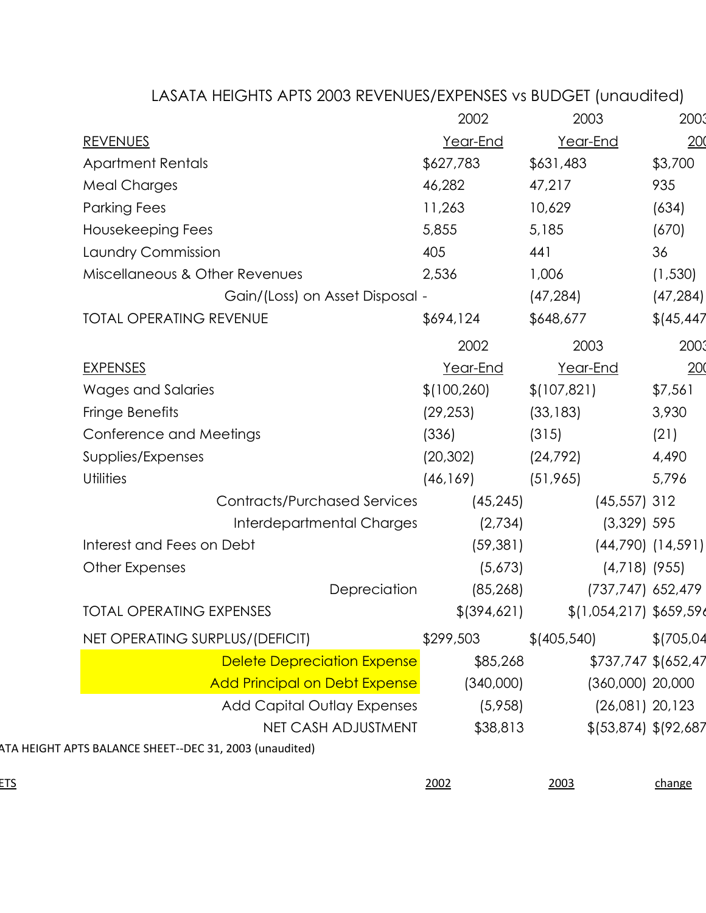# LASATA HEIGHTS APTS 2003 REVENUES/EXPENSES vs BUDGET (unaudited)

| | 2002 | 2003 | 2003 |
|---|---|---|---|
| REVENUES | Year-End | Year-End | 200 |
| Apartment Rentals | $627,783 | $631,483 | $3,700 |
| Meal Charges | 46,282 | 47,217 | 935 |
| Parking Fees | 11,263 | 10,629 | (634) |
| Housekeeping Fees | 5,855 | 5,185 | (670) |
| Laundry Commission | 405 | 441 | 36 |
| Miscellaneous & Other Revenues | 2,536 | 1,006 | (1,530) |
| Gain/(Loss) on Asset Disposal | - | (47,284) | (47,284) |
| TOTAL OPERATING REVENUE | $694,124 | $648,677 | $(45,447 |
| | 2002 | 2003 | 2003 |
| EXPENSES | Year-End | Year-End | 200 |
| Wages and Salaries | $(100,260) | $(107,821) | $7,561 |
| Fringe Benefits | (29,253) | (33,183) | 3,930 |
| Conference and Meetings | (336) | (315) | (21) |
| Supplies/Expenses | (20,302) | (24,792) | 4,490 |
| Utilities | (46,169) | (51,965) | 5,796 |
| Contracts/Purchased Services | (45,245) | (45,557) | 312 |
| Interdepartmental Charges | (2,734) | (3,329) | 595 |
| Interest and Fees on Debt | (59,381) | (44,790) | (14,591) |
| Other Expenses | (5,673) | (4,718) | (955) |
| Depreciation | (85,268) | (737,747) | 652,479 |
| TOTAL OPERATING EXPENSES | $(394,621) | $(1,054,217) | $659,596 |
| NET OPERATING SURPLUS/(DEFICIT) | $299,503 | $(405,540) | $(705,04 |
| Delete Depreciation Expense | $85,268 | $737,747 | $(652,47 |
| Add Principal on Debt Expense | (340,000) | (360,000) | 20,000 |
| Add Capital Outlay Expenses | (5,958) | (26,081) | 20,123 |
| NET CASH ADJUSTMENT | $38,813 | $(53,874) | $(92,687 |

ATA HEIGHT APTS BALANCE SHEET--DEC 31, 2003 (unaudited)

| ETS | 2002 | 2003 | change |
|---|---|---|---|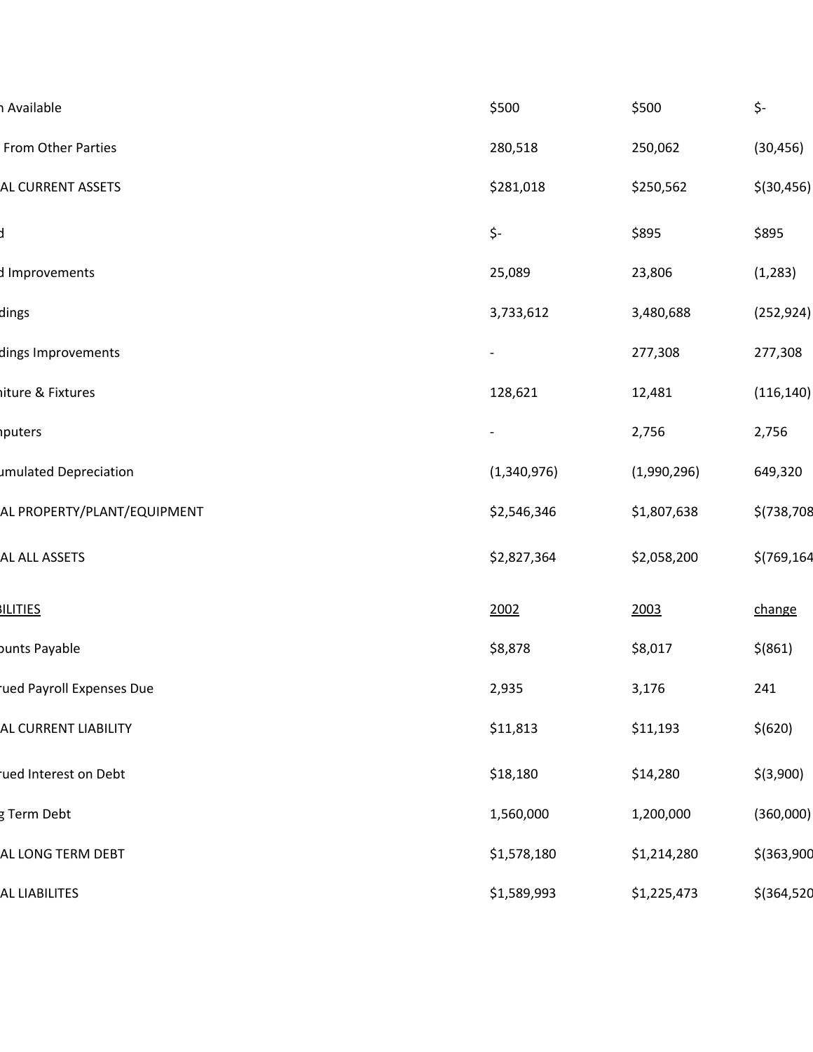| | | | |
|---|---|---|---|
| n Available | $500 | $500 | $- |
| From Other Parties | 280,518 | 250,062 | (30,456) |
| AL CURRENT ASSETS | $281,018 | $250,562 | $(30,456) |
| d | $- | $895 | $895 |
| d Improvements | 25,089 | 23,806 | (1,283) |
| dings | 3,733,612 | 3,480,688 | (252,924) |
| dings Improvements | - | 277,308 | 277,308 |
| niture & Fixtures | 128,621 | 12,481 | (116,140) |
| nputers | - | 2,756 | 2,756 |
| umulated Depreciation | (1,340,976) | (1,990,296) | 649,320 |
| AL PROPERTY/PLANT/EQUIPMENT | $2,546,346 | $1,807,638 | $(738,708 |
| AL ALL ASSETS | $2,827,364 | $2,058,200 | $(769,164 |

| BILITIES | 2002 | 2003 | change |
|---|---|---|---|
| ounts Payable | $8,878 | $8,017 | $(861) |
| rued Payroll Expenses Due | 2,935 | 3,176 | 241 |
| AL CURRENT LIABILITY | $11,813 | $11,193 | $(620) |
| rued Interest on Debt | $18,180 | $14,280 | $(3,900) |
| g Term Debt | 1,560,000 | 1,200,000 | (360,000) |
| AL LONG TERM DEBT | $1,578,180 | $1,214,280 | $(363,900 |
| AL LIABILITES | $1,589,993 | $1,225,473 | $(364,520 |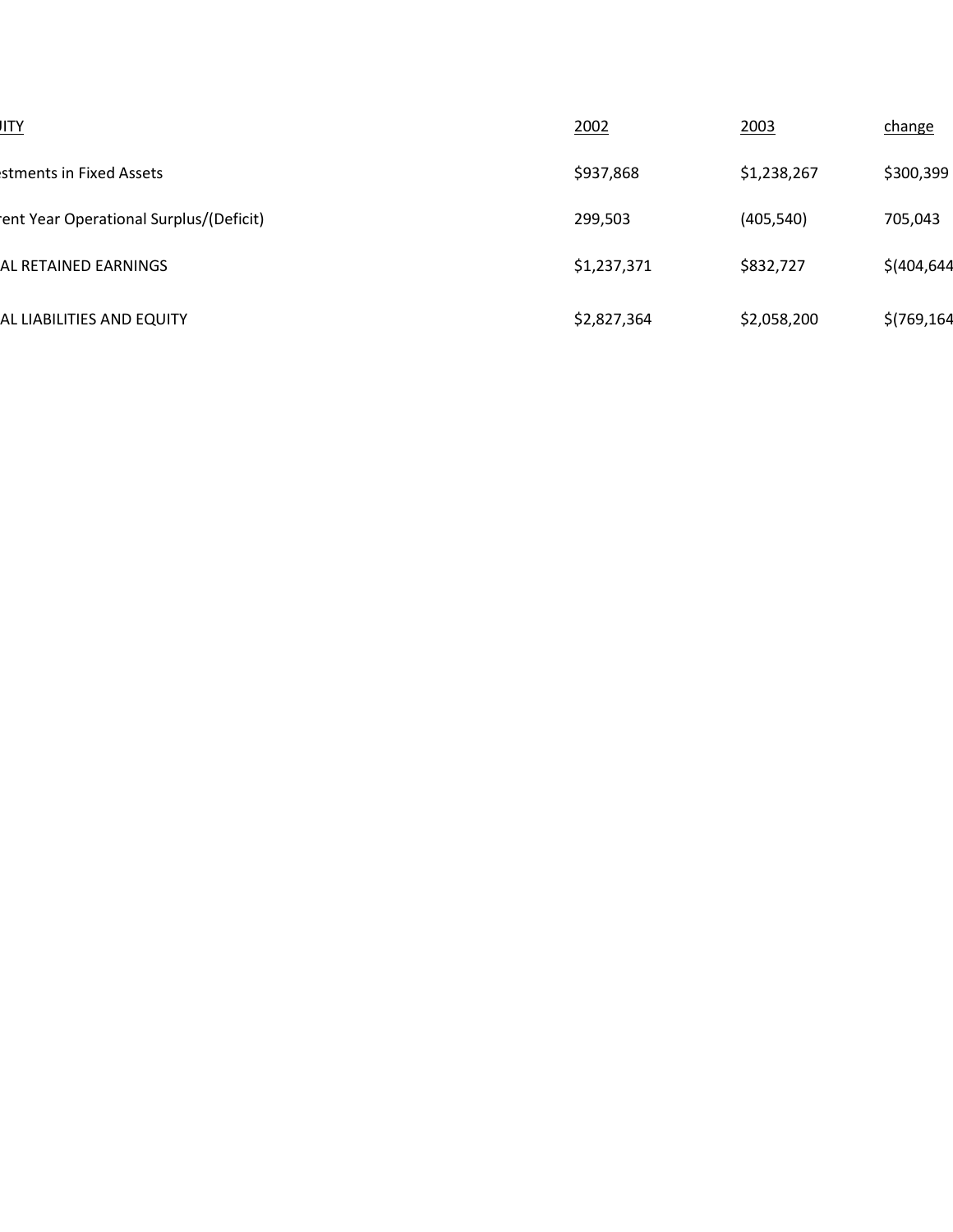| UITY | 2002 | 2003 | change |
|---|---|---|---|
| stments in Fixed Assets | $937,868 | $1,238,267 | $300,399 |
| rent Year Operational Surplus/(Deficit) | 299,503 | (405,540) | 705,043 |
| AL RETAINED EARNINGS | $1,237,371 | $832,727 | $(404,644 |
| AL LIABILITIES AND EQUITY | $2,827,364 | $2,058,200 | $(769,164 |